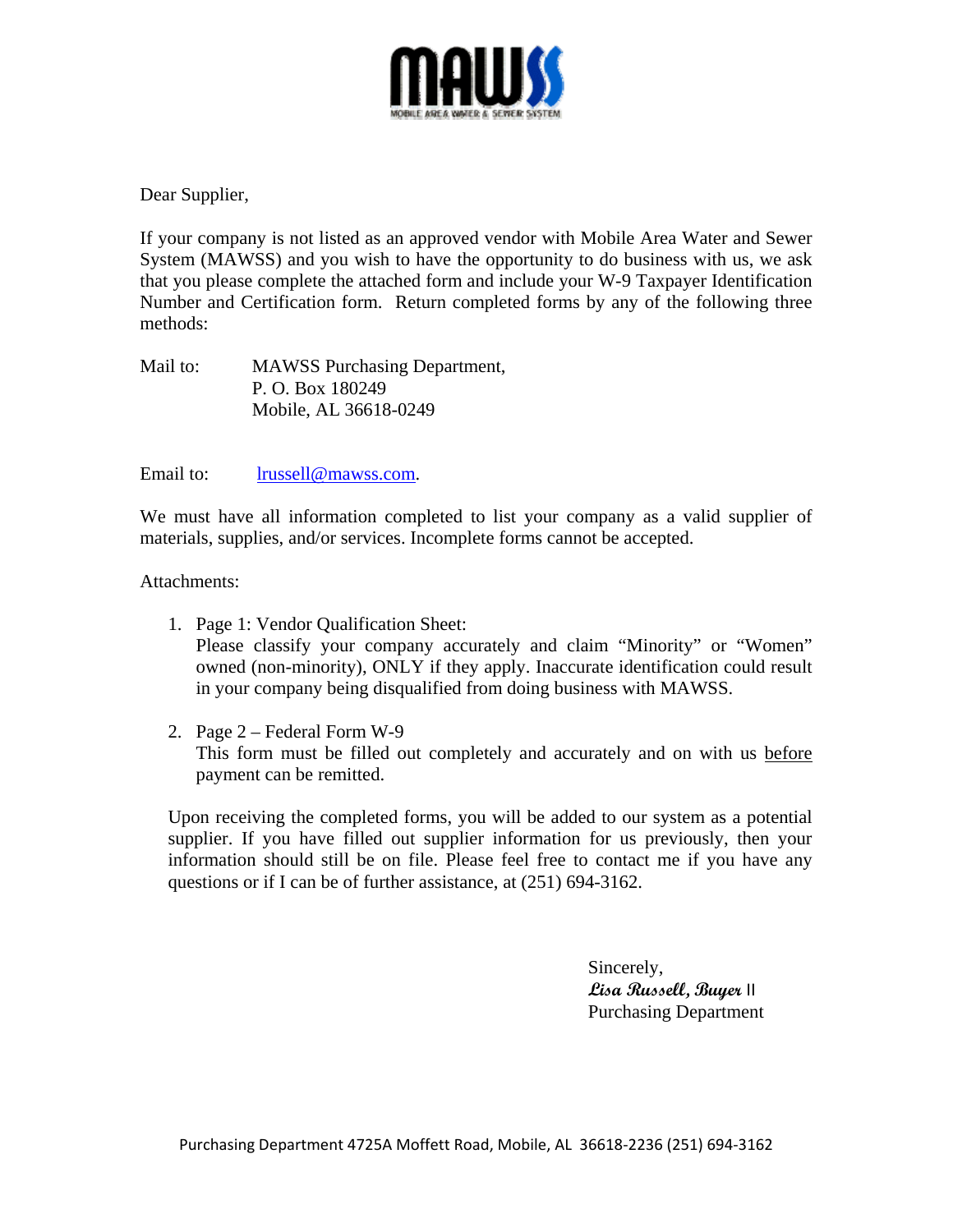MAWSS

MOBILE AREA WATER & SEWER SYSTEM

Dear Supplier,

If your company is not listed as an approved vendor with Mobile Area Water and Sewer System (MAWSS) and you wish to have the opportunity to do business with us, we ask that you please complete the attached form and include your W-9 Taxpayer Identification Number and Certification form. Return completed forms by any of the following three methods:

Mail to: MAWSS Purchasing Department,
P. O. Box 180249
Mobile, AL 36618-0249

Email to: lrussell@mawss.com.

We must have all information completed to list your company as a valid supplier of materials, supplies, and/or services. Incomplete forms cannot be accepted.

Attachments:

1. Page 1: Vendor Qualification Sheet:
   Please classify your company accurately and claim "Minority" or "Women" owned (non-minority), ONLY if they apply. Inaccurate identification could result in your company being disqualified from doing business with MAWSS.

2. Page 2 – Federal Form W-9
   This form must be filled out completely and accurately and on with us before payment can be remitted.

Upon receiving the completed forms, you will be added to our system as a potential supplier. If you have filled out supplier information for us previously, then your information should still be on file. Please feel free to contact me if you have any questions or if I can be of further assistance, at (251) 694-3162.

Sincerely,
*Lisa Russell, Buyer* II
Purchasing Department

Purchasing Department 4725A Moffett Road, Mobile, AL 36618-2236 (251) 694-3162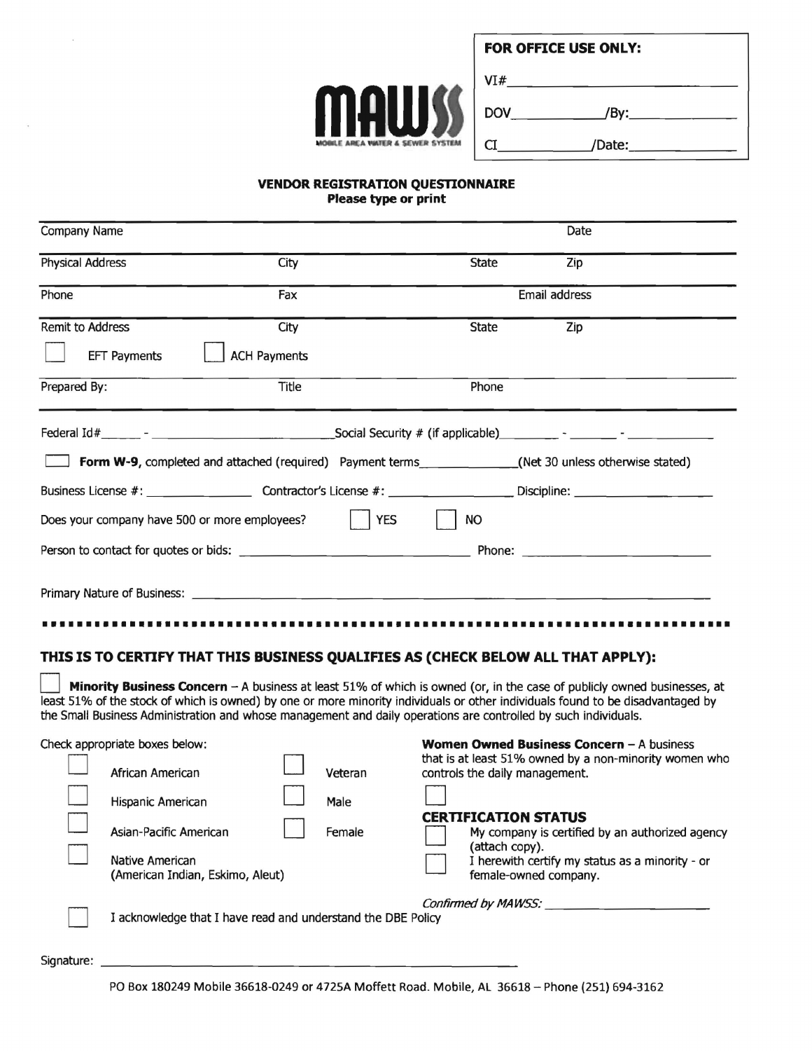MAWSS
MOBILE AREA WATER & SEWER SYSTEM

**FOR OFFICE USE ONLY:**

VI#______________________

DOV__________/By:__________

CI__________/Date:__________

**VENDOR REGISTRATION QUESTIONNAIRE**
**Please type or print**

Company Name | Date
---|---

Physical Address | City | State | Zip

Phone | Fax | Email address

Remit to Address | City | State | Zip

☐ EFT Payments ☐ ACH Payments

Prepared By: | Title | Phone

Federal Id#_____ - ____________________ Social Security # (if applicable)_______ - _______ - __________

☐ **Form W-9**, completed and attached (required) Payment terms____________(Net 30 unless otherwise stated)

Business License #: ______________ Contractor's License #: ________________ Discipline: ________________

Does your company have 500 or more employees? ☐ YES ☐ NO

Person to contact for quotes or bids: ______________________________ Phone: ______________________

Primary Nature of Business: ____________________________________________________________

## THIS IS TO CERTIFY THAT THIS BUSINESS QUALIFIES AS (CHECK BELOW ALL THAT APPLY):

☐ **Minority Business Concern** – A business at least 51% of which is owned (or, in the case of publicly owned businesses, at least 51% of the stock of which is owned) by one or more minority individuals or other individuals found to be disadvantaged by the Small Business Administration and whose management and daily operations are controlled by such individuals.

Check appropriate boxes below:

- ☐ African American
- ☐ Hispanic American
- ☐ Asian-Pacific American
- ☐ Native American (American Indian, Eskimo, Aleut)
- ☐ Veteran
- ☐ Male
- ☐ Female

**Women Owned Business Concern** – A business that is at least 51% owned by a non-minority women who controls the daily management.

☐

**CERTIFICATION STATUS**

☐ My company is certified by an authorized agency (attach copy).

☐ I herewith certify my status as a minority - or female-owned company.

*Confirmed by MAWSS:* ____________________

☐ I acknowledge that I have read and understand the DBE Policy

Signature: ______________________________________________

PO Box 180249 Mobile 36618-0249 or 4725A Moffett Road. Mobile, AL 36618 – Phone (251) 694-3162